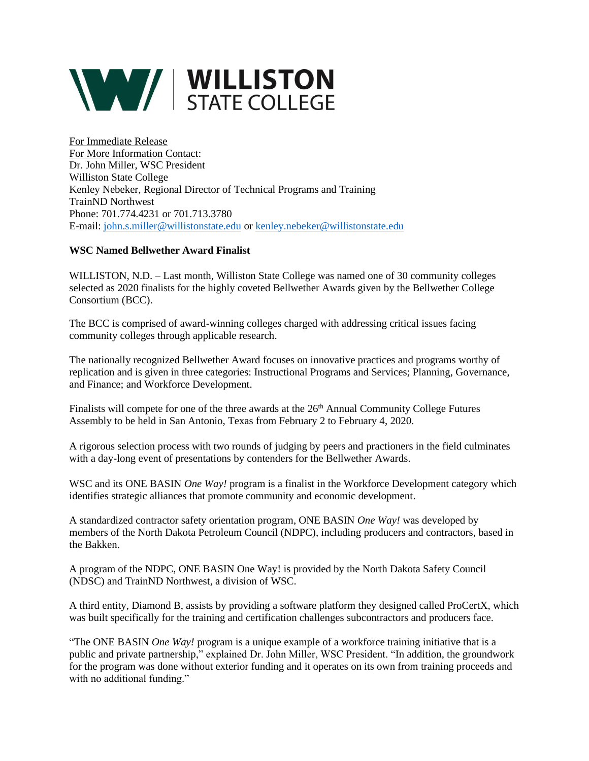**WILLISTON STATE COLLEGE**

For Immediate Release
For More Information Contact:
Dr. John Miller, WSC President
Williston State College
Kenley Nebeker, Regional Director of Technical Programs and Training
TrainND Northwest
Phone: 701.774.4231 or 701.713.3780
E-mail: john.s.miller@willistonstate.edu or kenley.nebeker@willistonstate.edu

**WSC Named Bellwether Award Finalist**

WILLISTON, N.D. – Last month, Williston State College was named one of 30 community colleges selected as 2020 finalists for the highly coveted Bellwether Awards given by the Bellwether College Consortium (BCC).

The BCC is comprised of award-winning colleges charged with addressing critical issues facing community colleges through applicable research.

The nationally recognized Bellwether Award focuses on innovative practices and programs worthy of replication and is given in three categories: Instructional Programs and Services; Planning, Governance, and Finance; and Workforce Development.

Finalists will compete for one of the three awards at the 26th Annual Community College Futures Assembly to be held in San Antonio, Texas from February 2 to February 4, 2020.

A rigorous selection process with two rounds of judging by peers and practioners in the field culminates with a day-long event of presentations by contenders for the Bellwether Awards.

WSC and its ONE BASIN *One Way!* program is a finalist in the Workforce Development category which identifies strategic alliances that promote community and economic development.

A standardized contractor safety orientation program, ONE BASIN *One Way!* was developed by members of the North Dakota Petroleum Council (NDPC), including producers and contractors, based in the Bakken.

A program of the NDPC, ONE BASIN One Way! is provided by the North Dakota Safety Council (NDSC) and TrainND Northwest, a division of WSC.

A third entity, Diamond B, assists by providing a software platform they designed called ProCertX, which was built specifically for the training and certification challenges subcontractors and producers face.

"The ONE BASIN *One Way!* program is a unique example of a workforce training initiative that is a public and private partnership," explained Dr. John Miller, WSC President. "In addition, the groundwork for the program was done without exterior funding and it operates on its own from training proceeds and with no additional funding."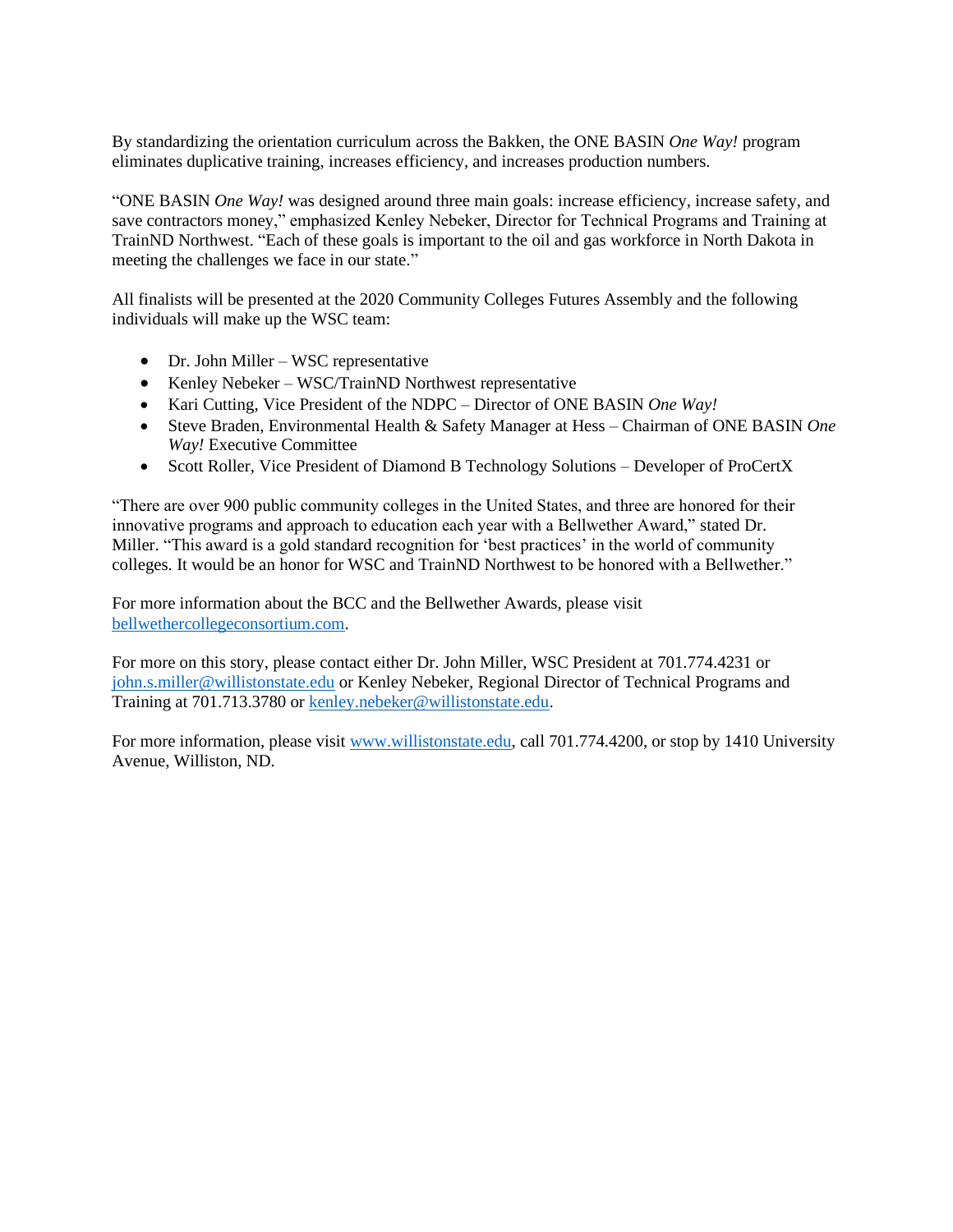By standardizing the orientation curriculum across the Bakken, the ONE BASIN *One Way!* program eliminates duplicative training, increases efficiency, and increases production numbers.

"ONE BASIN *One Way!* was designed around three main goals: increase efficiency, increase safety, and save contractors money," emphasized Kenley Nebeker, Director for Technical Programs and Training at TrainND Northwest. "Each of these goals is important to the oil and gas workforce in North Dakota in meeting the challenges we face in our state."

All finalists will be presented at the 2020 Community Colleges Futures Assembly and the following individuals will make up the WSC team:

- Dr. John Miller – WSC representative
- Kenley Nebeker – WSC/TrainND Northwest representative
- Kari Cutting, Vice President of the NDPC – Director of ONE BASIN *One Way!*
- Steve Braden, Environmental Health & Safety Manager at Hess – Chairman of ONE BASIN *One Way!* Executive Committee
- Scott Roller, Vice President of Diamond B Technology Solutions – Developer of ProCertX

"There are over 900 public community colleges in the United States, and three are honored for their innovative programs and approach to education each year with a Bellwether Award," stated Dr. Miller. "This award is a gold standard recognition for 'best practices' in the world of community colleges. It would be an honor for WSC and TrainND Northwest to be honored with a Bellwether."

For more information about the BCC and the Bellwether Awards, please visit bellwethercollegeconsortium.com.

For more on this story, please contact either Dr. John Miller, WSC President at 701.774.4231 or john.s.miller@willistonstate.edu or Kenley Nebeker, Regional Director of Technical Programs and Training at 701.713.3780 or kenley.nebeker@willistonstate.edu.

For more information, please visit www.willistonstate.edu, call 701.774.4200, or stop by 1410 University Avenue, Williston, ND.